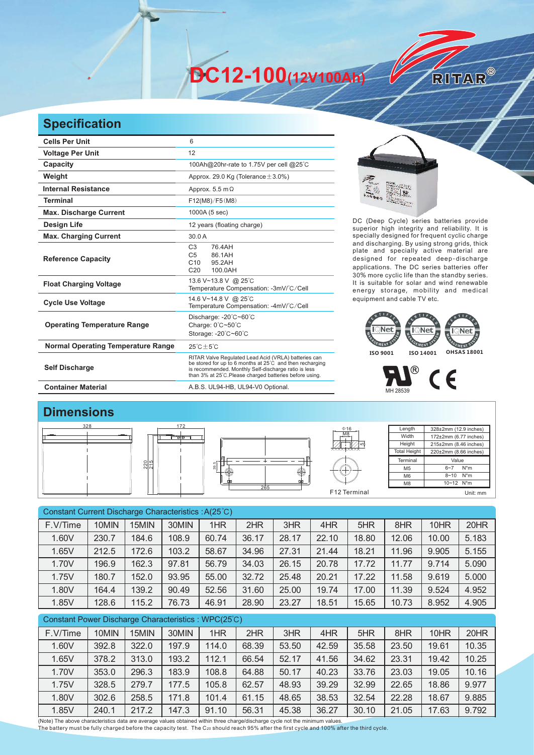# DC12-100(12V100Ah)

RITAR®

## Specification

| | |
|---|---|
| **Cells Per Unit** | 6 |
| **Voltage Per Unit** | 12 |
| **Capacity** | 100Ah@20hr-rate to 1.75V per cell @25°C |
| **Weight** | Approx. 29.0 Kg (Tolerance±3.0%) |
| **Internal Resistance** | Approx. 5.5 mΩ |
| **Terminal** | F12(M8)/F5(M8) |
| **Max. Discharge Current** | 1000A (5 sec) |
| **Design Life** | 12 years (floating charge) |
| **Max. Charging Current** | 30.0 A |
| **Reference Capacity** | C3 76.4AH<br>C5 86.1AH<br>C10 95.2AH<br>C20 100.0AH |
| **Float Charging Voltage** | 13.6 V~13.8 V @ 25°C<br>Temperature Compensation: -3mV/°C/Cell |
| **Cycle Use Voltage** | 14.6 V~14.8 V @ 25°C<br>Temperature Compensation: -4mV/°C/Cell |
| **Operating Temperature Range** | Discharge: -20°C~60°C<br>Charge: 0°C~50°C<br>Storage: -20°C~60°C |
| **Normal Operating Temperature Range** | 25°C±5°C |
| **Self Discharge** | RITAR Valve Regulated Lead Acid (VRLA) batteries can be stored for up to 6 months at 25°C and then recharging is recommended. Monthly Self-discharge ratio is less than 3% at 25°C.Please charged batteries before using. |
| **Container Material** | A.B.S. UL94-HB, UL94-V0 Optional. |

DC (Deep Cycle) series batteries provide superior high integrity and reliability. It is specially designed for frequent cyclic charge and discharging. By using strong grids, thick plate and specially active material are designed for repeated deep-discharge applications. The DC series batteries offer 30% more cyclic life than the standby series. It is suitable for solar and wind renewable energy storage, mobility and medical equipment and cable TV etc.

ISO 9001 ISO 14001 OHSAS 18001

MH 28539

## Dimensions

328 172 220 215 265 39.5 Φ16 M8 15

F12 Terminal

| Length | 328±2mm (12.9 inches) |
|---|---|
| Width | 172±2mm (6.77 inches) |
| Height | 215±2mm (8.46 inches) |
| Total Height | 220±2mm (8.66 inches) |

| Terminal | Value |
|---|---|
| M5 | 6~7 N*m |
| M6 | 8~10 N*m |
| M8 | 10~12 N*m |

Unit: mm

Constant Current Discharge Characteristics : A(25°C)

| F.V/Time | 10MIN | 15MIN | 30MIN | 1HR | 2HR | 3HR | 4HR | 5HR | 8HR | 10HR | 20HR |
|---|---|---|---|---|---|---|---|---|---|---|---|
| 1.60V | 230.7 | 184.6 | 108.9 | 60.74 | 36.17 | 28.17 | 22.10 | 18.80 | 12.06 | 10.00 | 5.183 |
| 1.65V | 212.5 | 172.6 | 103.2 | 58.67 | 34.96 | 27.31 | 21.44 | 18.21 | 11.96 | 9.905 | 5.155 |
| 1.70V | 196.9 | 162.3 | 97.81 | 56.79 | 34.03 | 26.15 | 20.78 | 17.72 | 11.77 | 9.714 | 5.090 |
| 1.75V | 180.7 | 152.0 | 93.95 | 55.00 | 32.72 | 25.48 | 20.21 | 17.22 | 11.58 | 9.619 | 5.000 |
| 1.80V | 164.4 | 139.2 | 90.49 | 52.56 | 31.60 | 25.00 | 19.74 | 17.00 | 11.39 | 9.524 | 4.952 |
| 1.85V | 128.6 | 115.2 | 76.73 | 46.91 | 28.90 | 23.27 | 18.51 | 15.65 | 10.73 | 8.952 | 4.905 |

Constant Power Discharge Characteristics : WPC(25°C)

| F.V/Time | 10MIN | 15MIN | 30MIN | 1HR | 2HR | 3HR | 4HR | 5HR | 8HR | 10HR | 20HR |
|---|---|---|---|---|---|---|---|---|---|---|---|
| 1.60V | 392.8 | 322.0 | 197.9 | 114.0 | 68.39 | 53.50 | 42.59 | 35.58 | 23.50 | 19.61 | 10.35 |
| 1.65V | 378.2 | 313.0 | 193.2 | 112.1 | 66.54 | 52.17 | 41.56 | 34.62 | 23.31 | 19.42 | 10.25 |
| 1.70V | 353.0 | 296.3 | 183.9 | 108.8 | 64.88 | 50.17 | 40.23 | 33.76 | 23.03 | 19.05 | 10.16 |
| 1.75V | 328.5 | 279.7 | 177.5 | 105.8 | 62.57 | 48.93 | 39.29 | 32.99 | 22.65 | 18.86 | 9.977 |
| 1.80V | 302.6 | 258.5 | 171.8 | 101.4 | 61.15 | 48.65 | 38.53 | 32.54 | 22.28 | 18.67 | 9.885 |
| 1.85V | 240.1 | 217.2 | 147.3 | 91.10 | 56.31 | 45.38 | 36.27 | 30.10 | 21.05 | 17.63 | 9.792 |

(Note) The above characteristics data are average values obtained within three charge/discharge cycle not the minimum values.
The battery must be fully charged before the capacity test. The $C_{20}$ should reach 95% after the first cycle and 100% after the third cycle.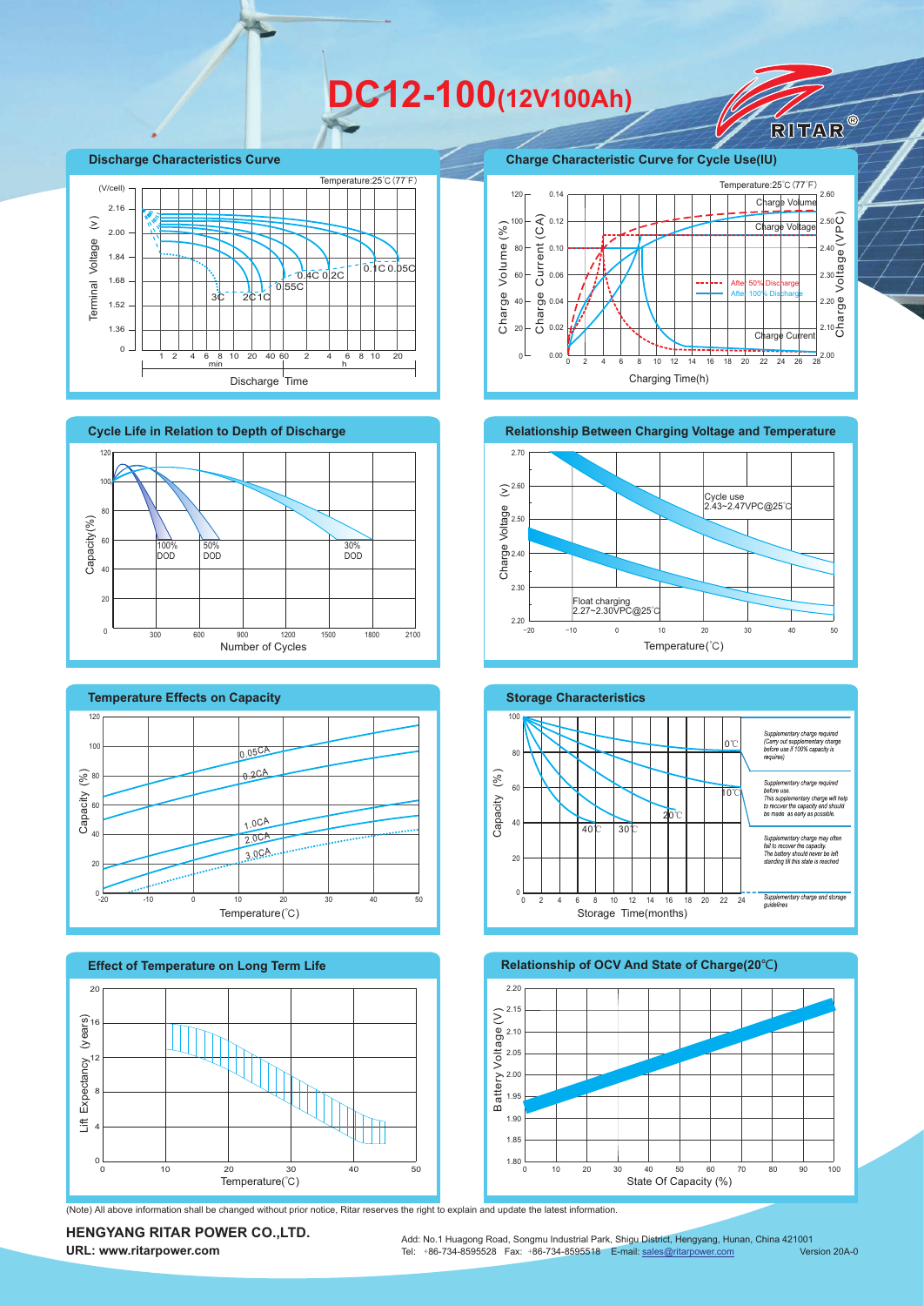# DC12-100(12V100Ah)

RITAR®

## Discharge Characteristics Curve

Temperature:25℃(77℉)

(V/cell)

Terminal Voltage (v)

2.16
2.00
1.84
1.68
1.52
1.36
0

3C 2C 1C 0.55C 0.4C 0.2C 0.1C 0.05C

1 2 4 6 8 10 20 40 60 2 4 6 8 10 20

min h

Discharge Time

## Charge Characteristic Curve for Cycle Use(IU)

Temperature:25℃(77℉)

Charge Volume (%) 120 100 80 60 40 20 0

Charge Current (CA) 0.14 0.12 0.10 0.06 0.04 0.02 0.00

Charge Voltage (VPC) 2.60 2.50 2.40 2.30 2.20 2.10 2.00

Charge Volume

Charge Voltage

After 50% Discharge

After 100% Discharge

Charge Current

0 2 4 6 8 10 12 14 16 18 20 22 24 26 28

Charging Time(h)

## Cycle Life in Relation to Depth of Discharge

Capacity(%)

120 100 80 60 40 20 0

100% DOD

50% DOD

30% DOD

300 600 900 1200 1500 1800 2100

Number of Cycles

## Relationship Between Charging Voltage and Temperature

Charge Voltage (v)

2.70 2.60 2.50 2.40 2.30 2.20

Cycle use
2.43~2.47VPC@25℃

Float charging
2.27~2.30VPC@25℃

−20 −10 0 10 20 30 40 50

Temperature(℃)

## Temperature Effects on Capacity

Capacity (%)

120 100 80 60 40 20 0

0.05CA

0.2CA

1.0CA

2.0CA

3.0CA

-20 -10 0 10 20 30 40 50

Temperature(℃)

## Storage Characteristics

Capacity (%)

100 80 60 40 20 0

0℃

10℃

20℃

40℃ 30℃

0 2 4 6 8 10 12 14 16 18 20 22 24

Storage Time(months)

Supplementary charge required (Carry out supplementary charge before use if 100% capacity is requires)

Supplementary charge required before use. This supplementary charge will help to recover the capacity and should be made as early as possible.

Supplementary charge may often fail to recover the capacity. The battery should never be left standing till this state is reached

Supplementary charge and storage guidelines

## Effect of Temperature on Long Term Life

Lift Expectancy (years)

20 16 12 8 4 0

0 10 20 30 40 50

Temperature(℃)

## Relationship of OCV And State of Charge(20℃)

Battery Voltage (V)

2.20 2.15 2.10 2.05 2.00 1.95 1.90 1.85 1.80

0 10 20 30 40 50 60 70 80 90 100

State Of Capacity (%)

(Note) All above information shall be changed without prior notice, Ritar reserves the right to explain and update the latest information.

**HENGYANG RITAR POWER CO.,LTD.**

**URL: www.ritarpower.com**

Add: No.1 Huagong Road, Songmu Industrial Park, Shigu District, Hengyang, Hunan, China 421001

Tel: +86-734-8595528 Fax: +86-734-8595518 E-mail: sales@ritarpower.com

Version 20A-0